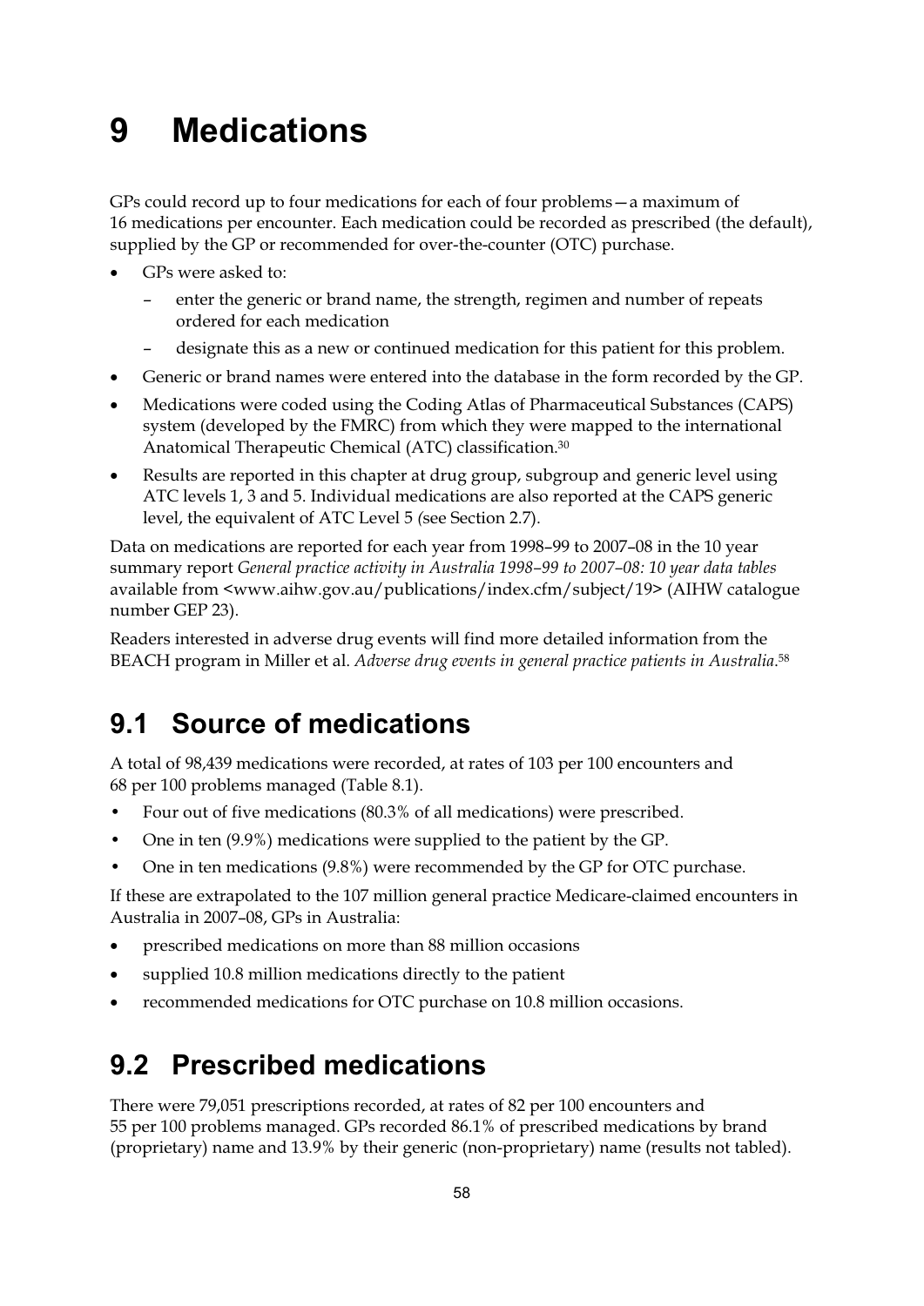# 9 Medications

GPs could record up to four medications for each of four problems—a maximum of 16 medications per encounter. Each medication could be recorded as prescribed (the default), supplied by the GP or recommended for over-the-counter (OTC) purchase.

- GPs were asked to:
  - enter the generic or brand name, the strength, regimen and number of repeats ordered for each medication
  - designate this as a new or continued medication for this patient for this problem.
- Generic or brand names were entered into the database in the form recorded by the GP.
- Medications were coded using the Coding Atlas of Pharmaceutical Substances (CAPS) system (developed by the FMRC) from which they were mapped to the international Anatomical Therapeutic Chemical (ATC) classification.[30]
- Results are reported in this chapter at drug group, subgroup and generic level using ATC levels 1, 3 and 5. Individual medications are also reported at the CAPS generic level, the equivalent of ATC Level 5 (see Section 2.7).

Data on medications are reported for each year from 1998–99 to 2007–08 in the 10 year summary report *General practice activity in Australia 1998–99 to 2007–08: 10 year data tables* available from <www.aihw.gov.au/publications/index.cfm/subject/19> (AIHW catalogue number GEP 23).

Readers interested in adverse drug events will find more detailed information from the BEACH program in Miller et al. *Adverse drug events in general practice patients in Australia*.[58]

## 9.1 Source of medications

A total of 98,439 medications were recorded, at rates of 103 per 100 encounters and 68 per 100 problems managed (Table 8.1).

- Four out of five medications (80.3% of all medications) were prescribed.
- One in ten (9.9%) medications were supplied to the patient by the GP.
- One in ten medications (9.8%) were recommended by the GP for OTC purchase.

If these are extrapolated to the 107 million general practice Medicare-claimed encounters in Australia in 2007–08, GPs in Australia:

- prescribed medications on more than 88 million occasions
- supplied 10.8 million medications directly to the patient
- recommended medications for OTC purchase on 10.8 million occasions.

## 9.2 Prescribed medications

There were 79,051 prescriptions recorded, at rates of 82 per 100 encounters and 55 per 100 problems managed. GPs recorded 86.1% of prescribed medications by brand (proprietary) name and 13.9% by their generic (non-proprietary) name (results not tabled).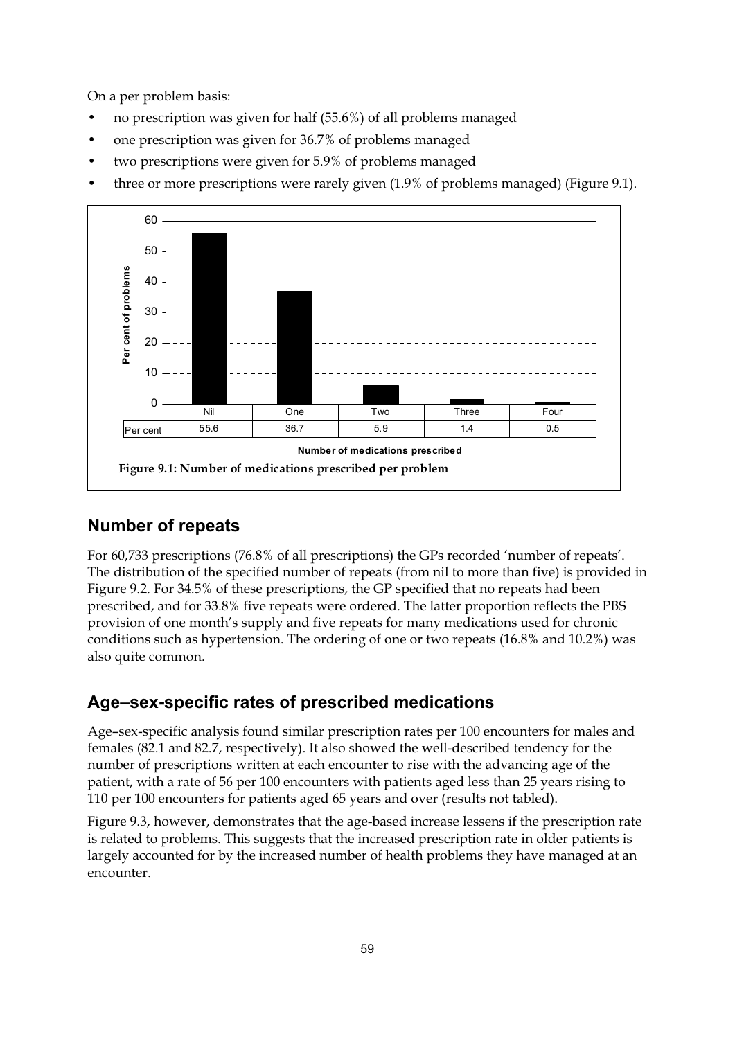On a per problem basis:

- no prescription was given for half (55.6%) of all problems managed
- one prescription was given for 36.7% of problems managed
- two prescriptions were given for 5.9% of problems managed
- three or more prescriptions were rarely given (1.9% of problems managed) (Figure 9.1).

| | Nil | One | Two | Three | Four |
|---|---|---|---|---|---|
| Per cent | 55.6 | 36.7 | 5.9 | 1.4 | 0.5 |

Number of medications prescribed

**Figure 9.1: Number of medications prescribed per problem**

## Number of repeats

For 60,733 prescriptions (76.8% of all prescriptions) the GPs recorded 'number of repeats'. The distribution of the specified number of repeats (from nil to more than five) is provided in Figure 9.2. For 34.5% of these prescriptions, the GP specified that no repeats had been prescribed, and for 33.8% five repeats were ordered. The latter proportion reflects the PBS provision of one month's supply and five repeats for many medications used for chronic conditions such as hypertension. The ordering of one or two repeats (16.8% and 10.2%) was also quite common.

## Age–sex-specific rates of prescribed medications

Age–sex-specific analysis found similar prescription rates per 100 encounters for males and females (82.1 and 82.7, respectively). It also showed the well-described tendency for the number of prescriptions written at each encounter to rise with the advancing age of the patient, with a rate of 56 per 100 encounters with patients aged less than 25 years rising to 110 per 100 encounters for patients aged 65 years and over (results not tabled).

Figure 9.3, however, demonstrates that the age-based increase lessens if the prescription rate is related to problems. This suggests that the increased prescription rate in older patients is largely accounted for by the increased number of health problems they have managed at an encounter.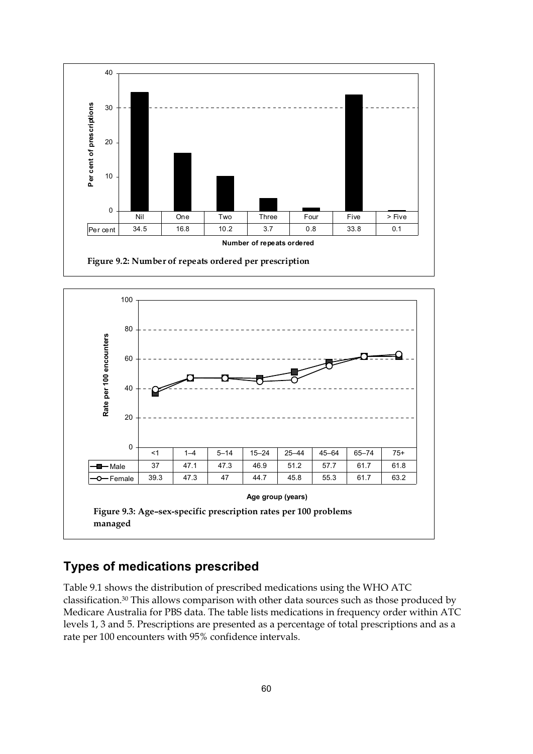| | Nil | One | Two | Three | Four | Five | > Five |
|---|---|---|---|---|---|---|---|
| Per cent | 34.5 | 16.8 | 10.2 | 3.7 | 0.8 | 33.8 | 0.1 |

Number of repeats ordered

**Figure 9.2: Number of repeats ordered per prescription**

| | <1 | 1–4 | 5–14 | 15–24 | 25–44 | 45–64 | 65–74 | 75+ |
|---|---|---|---|---|---|---|---|---|
| Male | 37 | 47.1 | 47.3 | 46.9 | 51.2 | 57.7 | 61.7 | 61.8 |
| Female | 39.3 | 47.3 | 47 | 44.7 | 45.8 | 55.3 | 61.7 | 63.2 |

Age group (years)

**Figure 9.3: Age–sex-specific prescription rates per 100 problems managed**

## Types of medications prescribed

Table 9.1 shows the distribution of prescribed medications using the WHO ATC classification.[30] This allows comparison with other data sources such as those produced by Medicare Australia for PBS data. The table lists medications in frequency order within ATC levels 1, 3 and 5. Prescriptions are presented as a percentage of total prescriptions and as a rate per 100 encounters with 95% confidence intervals.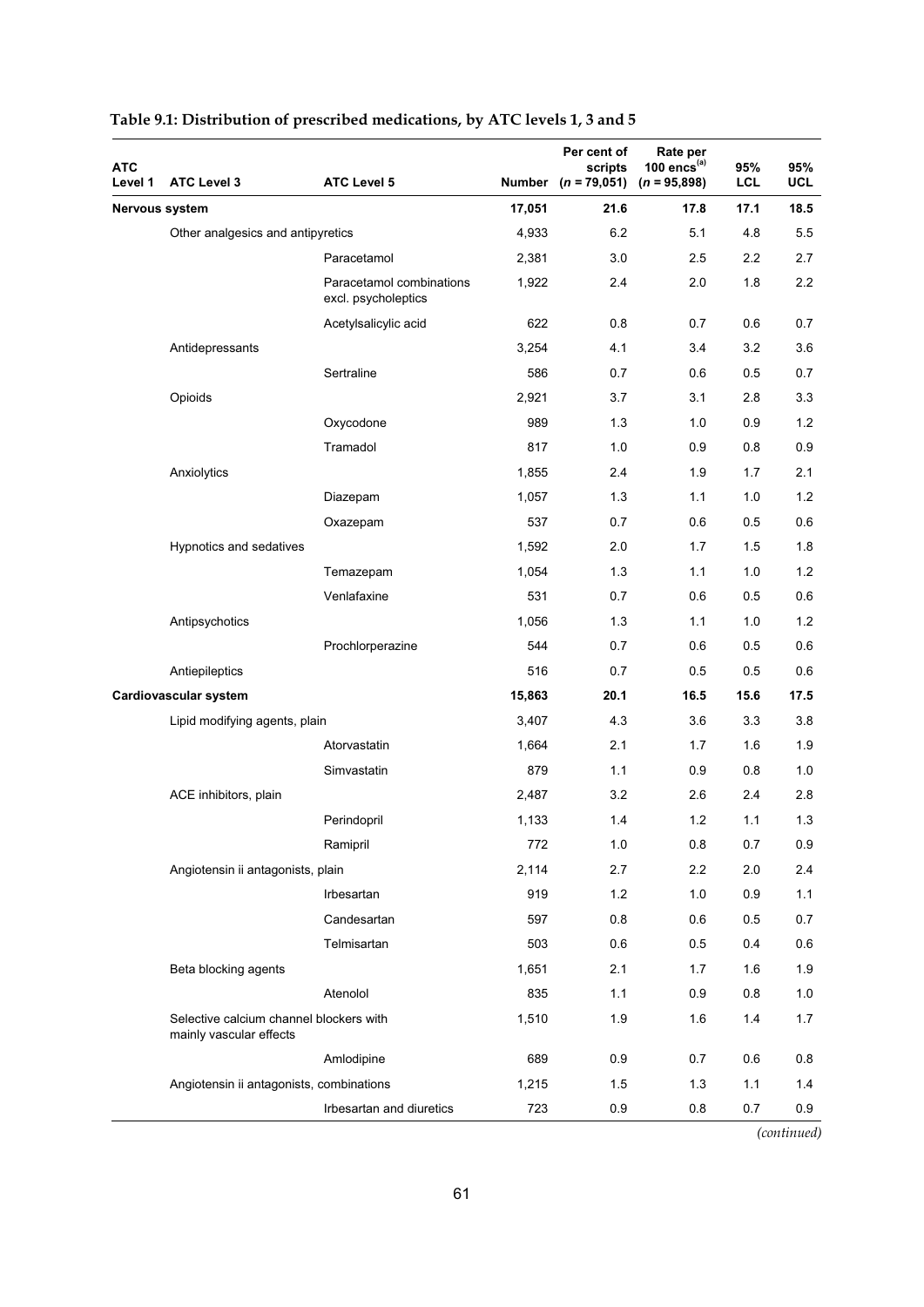**Table 9.1: Distribution of prescribed medications, by ATC levels 1, 3 and 5**

| ATC Level 1 | ATC Level 3 | ATC Level 5 | Number | Per cent of scripts ($n$ = 79,051) | Rate per 100 encs[(a)] ($n$ = 95,898) | 95% LCL | 95% UCL |
|---|---|---|---|---|---|---|---|
| **Nervous system** | | | **17,051** | **21.6** | **17.8** | **17.1** | **18.5** |
| | Other analgesics and antipyretics | | 4,933 | 6.2 | 5.1 | 4.8 | 5.5 |
| | | Paracetamol | 2,381 | 3.0 | 2.5 | 2.2 | 2.7 |
| | | Paracetamol combinations excl. psycholeptics | 1,922 | 2.4 | 2.0 | 1.8 | 2.2 |
| | | Acetylsalicylic acid | 622 | 0.8 | 0.7 | 0.6 | 0.7 |
| | Antidepressants | | 3,254 | 4.1 | 3.4 | 3.2 | 3.6 |
| | | Sertraline | 586 | 0.7 | 0.6 | 0.5 | 0.7 |
| | Opioids | | 2,921 | 3.7 | 3.1 | 2.8 | 3.3 |
| | | Oxycodone | 989 | 1.3 | 1.0 | 0.9 | 1.2 |
| | | Tramadol | 817 | 1.0 | 0.9 | 0.8 | 0.9 |
| | Anxiolytics | | 1,855 | 2.4 | 1.9 | 1.7 | 2.1 |
| | | Diazepam | 1,057 | 1.3 | 1.1 | 1.0 | 1.2 |
| | | Oxazepam | 537 | 0.7 | 0.6 | 0.5 | 0.6 |
| | Hypnotics and sedatives | | 1,592 | 2.0 | 1.7 | 1.5 | 1.8 |
| | | Temazepam | 1,054 | 1.3 | 1.1 | 1.0 | 1.2 |
| | | Venlafaxine | 531 | 0.7 | 0.6 | 0.5 | 0.6 |
| | Antipsychotics | | 1,056 | 1.3 | 1.1 | 1.0 | 1.2 |
| | | Prochlorperazine | 544 | 0.7 | 0.6 | 0.5 | 0.6 |
| | Antiepileptics | | 516 | 0.7 | 0.5 | 0.5 | 0.6 |
| **Cardiovascular system** | | | **15,863** | **20.1** | **16.5** | **15.6** | **17.5** |
| | Lipid modifying agents, plain | | 3,407 | 4.3 | 3.6 | 3.3 | 3.8 |
| | | Atorvastatin | 1,664 | 2.1 | 1.7 | 1.6 | 1.9 |
| | | Simvastatin | 879 | 1.1 | 0.9 | 0.8 | 1.0 |
| | ACE inhibitors, plain | | 2,487 | 3.2 | 2.6 | 2.4 | 2.8 |
| | | Perindopril | 1,133 | 1.4 | 1.2 | 1.1 | 1.3 |
| | | Ramipril | 772 | 1.0 | 0.8 | 0.7 | 0.9 |
| | Angiotensin ii antagonists, plain | | 2,114 | 2.7 | 2.2 | 2.0 | 2.4 |
| | | Irbesartan | 919 | 1.2 | 1.0 | 0.9 | 1.1 |
| | | Candesartan | 597 | 0.8 | 0.6 | 0.5 | 0.7 |
| | | Telmisartan | 503 | 0.6 | 0.5 | 0.4 | 0.6 |
| | Beta blocking agents | | 1,651 | 2.1 | 1.7 | 1.6 | 1.9 |
| | | Atenolol | 835 | 1.1 | 0.9 | 0.8 | 1.0 |
| | Selective calcium channel blockers with mainly vascular effects | | 1,510 | 1.9 | 1.6 | 1.4 | 1.7 |
| | | Amlodipine | 689 | 0.9 | 0.7 | 0.6 | 0.8 |
| | Angiotensin ii antagonists, combinations | | 1,215 | 1.5 | 1.3 | 1.1 | 1.4 |
| | | Irbesartan and diuretics | 723 | 0.9 | 0.8 | 0.7 | 0.9 |

*(continued)*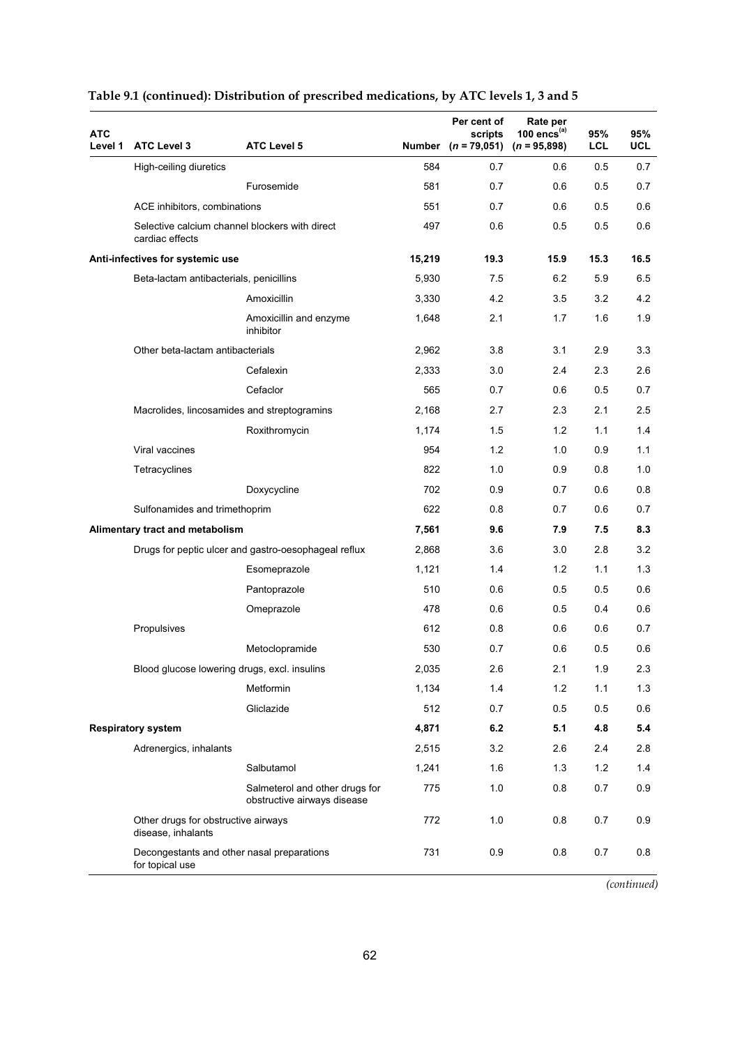**Table 9.1 (continued): Distribution of prescribed medications, by ATC levels 1, 3 and 5**

| ATC Level 1 | ATC Level 3 | ATC Level 5 | Number | Per cent of scripts ($n$ = 79,051) | Rate per 100 encs[(a)] ($n$ = 95,898) | 95% LCL | 95% UCL |
|---|---|---|---|---|---|---|---|
| | High-ceiling diuretics | | 584 | 0.7 | 0.6 | 0.5 | 0.7 |
| | | Furosemide | 581 | 0.7 | 0.6 | 0.5 | 0.7 |
| | ACE inhibitors, combinations | | 551 | 0.7 | 0.6 | 0.5 | 0.6 |
| | Selective calcium channel blockers with direct cardiac effects | | 497 | 0.6 | 0.5 | 0.5 | 0.6 |
| **Anti-infectives for systemic use** | | | **15,219** | **19.3** | **15.9** | **15.3** | **16.5** |
| | Beta-lactam antibacterials, penicillins | | 5,930 | 7.5 | 6.2 | 5.9 | 6.5 |
| | | Amoxicillin | 3,330 | 4.2 | 3.5 | 3.2 | 4.2 |
| | | Amoxicillin and enzyme inhibitor | 1,648 | 2.1 | 1.7 | 1.6 | 1.9 |
| | Other beta-lactam antibacterials | | 2,962 | 3.8 | 3.1 | 2.9 | 3.3 |
| | | Cefalexin | 2,333 | 3.0 | 2.4 | 2.3 | 2.6 |
| | | Cefaclor | 565 | 0.7 | 0.6 | 0.5 | 0.7 |
| | Macrolides, lincosamides and streptogramins | | 2,168 | 2.7 | 2.3 | 2.1 | 2.5 |
| | | Roxithromycin | 1,174 | 1.5 | 1.2 | 1.1 | 1.4 |
| | Viral vaccines | | 954 | 1.2 | 1.0 | 0.9 | 1.1 |
| | Tetracyclines | | 822 | 1.0 | 0.9 | 0.8 | 1.0 |
| | | Doxycycline | 702 | 0.9 | 0.7 | 0.6 | 0.8 |
| | Sulfonamides and trimethoprim | | 622 | 0.8 | 0.7 | 0.6 | 0.7 |
| **Alimentary tract and metabolism** | | | **7,561** | **9.6** | **7.9** | **7.5** | **8.3** |
| | Drugs for peptic ulcer and gastro-oesophageal reflux | | 2,868 | 3.6 | 3.0 | 2.8 | 3.2 |
| | | Esomeprazole | 1,121 | 1.4 | 1.2 | 1.1 | 1.3 |
| | | Pantoprazole | 510 | 0.6 | 0.5 | 0.5 | 0.6 |
| | | Omeprazole | 478 | 0.6 | 0.5 | 0.4 | 0.6 |
| | Propulsives | | 612 | 0.8 | 0.6 | 0.6 | 0.7 |
| | | Metoclopramide | 530 | 0.7 | 0.6 | 0.5 | 0.6 |
| | Blood glucose lowering drugs, excl. insulins | | 2,035 | 2.6 | 2.1 | 1.9 | 2.3 |
| | | Metformin | 1,134 | 1.4 | 1.2 | 1.1 | 1.3 |
| | | Gliclazide | 512 | 0.7 | 0.5 | 0.5 | 0.6 |
| **Respiratory system** | | | **4,871** | **6.2** | **5.1** | **4.8** | **5.4** |
| | Adrenergics, inhalants | | 2,515 | 3.2 | 2.6 | 2.4 | 2.8 |
| | | Salbutamol | 1,241 | 1.6 | 1.3 | 1.2 | 1.4 |
| | | Salmeterol and other drugs for obstructive airways disease | 775 | 1.0 | 0.8 | 0.7 | 0.9 |
| | Other drugs for obstructive airways disease, inhalants | | 772 | 1.0 | 0.8 | 0.7 | 0.9 |
| | Decongestants and other nasal preparations for topical use | | 731 | 0.9 | 0.8 | 0.7 | 0.8 |

*(continued)*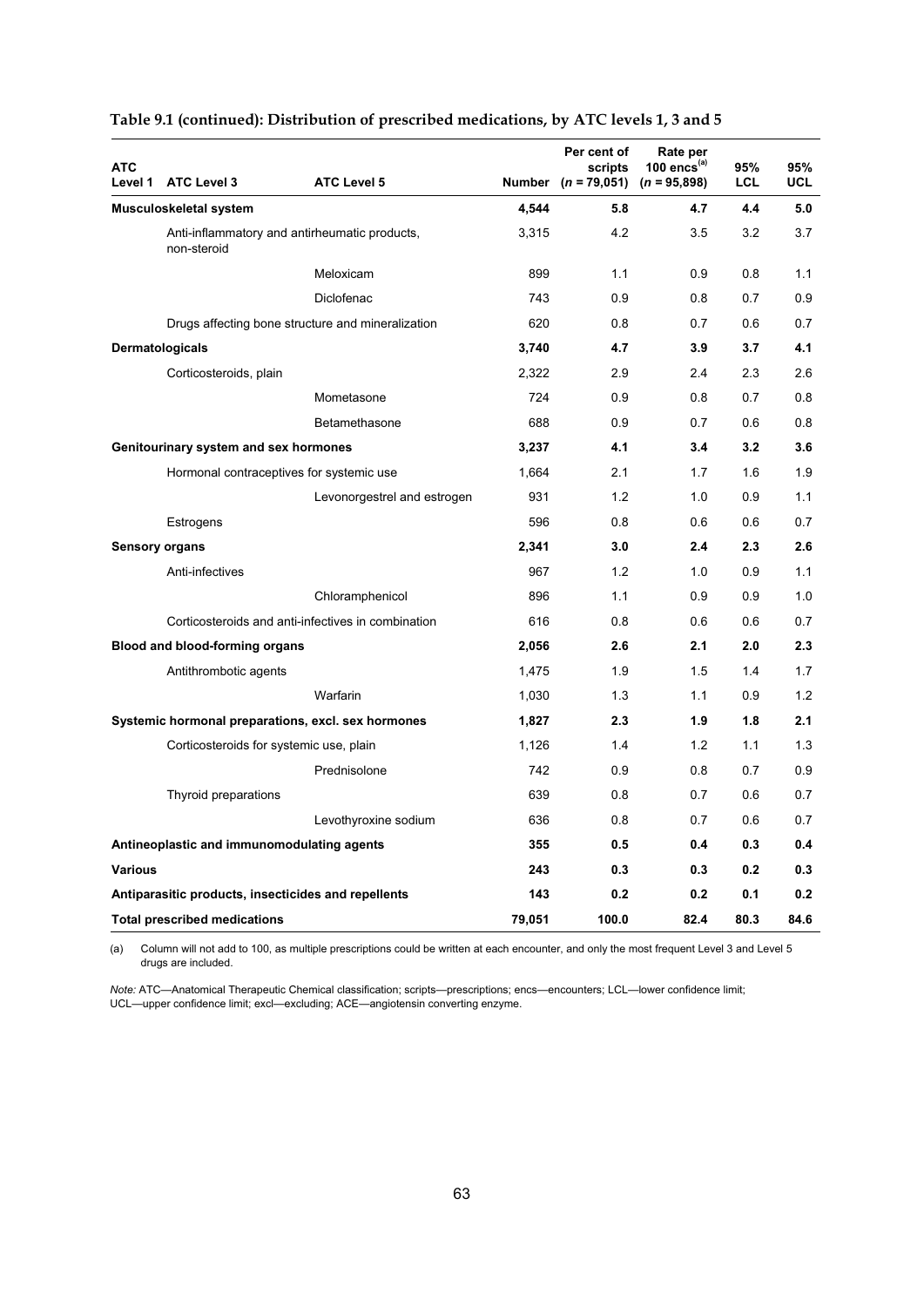**Table 9.1 (continued): Distribution of prescribed medications, by ATC levels 1, 3 and 5**

| ATC Level 1 | ATC Level 3 | ATC Level 5 | Number | Per cent of scripts ($n$ = 79,051) | Rate per 100 encs[(a)] ($n$ = 95,898) | 95% LCL | 95% UCL |
|---|---|---|---|---|---|---|---|
| **Musculoskeletal system** | | | **4,544** | **5.8** | **4.7** | **4.4** | **5.0** |
| | Anti-inflammatory and antirheumatic products, non-steroid | | 3,315 | 4.2 | 3.5 | 3.2 | 3.7 |
| | | Meloxicam | 899 | 1.1 | 0.9 | 0.8 | 1.1 |
| | | Diclofenac | 743 | 0.9 | 0.8 | 0.7 | 0.9 |
| | Drugs affecting bone structure and mineralization | | 620 | 0.8 | 0.7 | 0.6 | 0.7 |
| **Dermatologicals** | | | **3,740** | **4.7** | **3.9** | **3.7** | **4.1** |
| | Corticosteroids, plain | | 2,322 | 2.9 | 2.4 | 2.3 | 2.6 |
| | | Mometasone | 724 | 0.9 | 0.8 | 0.7 | 0.8 |
| | | Betamethasone | 688 | 0.9 | 0.7 | 0.6 | 0.8 |
| **Genitourinary system and sex hormones** | | | **3,237** | **4.1** | **3.4** | **3.2** | **3.6** |
| | Hormonal contraceptives for systemic use | | 1,664 | 2.1 | 1.7 | 1.6 | 1.9 |
| | | Levonorgestrel and estrogen | 931 | 1.2 | 1.0 | 0.9 | 1.1 |
| | Estrogens | | 596 | 0.8 | 0.6 | 0.6 | 0.7 |
| **Sensory organs** | | | **2,341** | **3.0** | **2.4** | **2.3** | **2.6** |
| | Anti-infectives | | 967 | 1.2 | 1.0 | 0.9 | 1.1 |
| | | Chloramphenicol | 896 | 1.1 | 0.9 | 0.9 | 1.0 |
| | Corticosteroids and anti-infectives in combination | | 616 | 0.8 | 0.6 | 0.6 | 0.7 |
| **Blood and blood-forming organs** | | | **2,056** | **2.6** | **2.1** | **2.0** | **2.3** |
| | Antithrombotic agents | | 1,475 | 1.9 | 1.5 | 1.4 | 1.7 |
| | | Warfarin | 1,030 | 1.3 | 1.1 | 0.9 | 1.2 |
| **Systemic hormonal preparations, excl. sex hormones** | | | **1,827** | **2.3** | **1.9** | **1.8** | **2.1** |
| | Corticosteroids for systemic use, plain | | 1,126 | 1.4 | 1.2 | 1.1 | 1.3 |
| | | Prednisolone | 742 | 0.9 | 0.8 | 0.7 | 0.9 |
| | Thyroid preparations | | 639 | 0.8 | 0.7 | 0.6 | 0.7 |
| | | Levothyroxine sodium | 636 | 0.8 | 0.7 | 0.6 | 0.7 |
| **Antineoplastic and immunomodulating agents** | | | **355** | **0.5** | **0.4** | **0.3** | **0.4** |
| **Various** | | | **243** | **0.3** | **0.3** | **0.2** | **0.3** |
| **Antiparasitic products, insecticides and repellents** | | | **143** | **0.2** | **0.2** | **0.1** | **0.2** |
| **Total prescribed medications** | | | **79,051** | **100.0** | **82.4** | **80.3** | **84.6** |

(a) Column will not add to 100, as multiple prescriptions could be written at each encounter, and only the most frequent Level 3 and Level 5 drugs are included.

*Note:* ATC—Anatomical Therapeutic Chemical classification; scripts—prescriptions; encs—encounters; LCL—lower confidence limit; UCL—upper confidence limit; excl—excluding; ACE—angiotensin converting enzyme.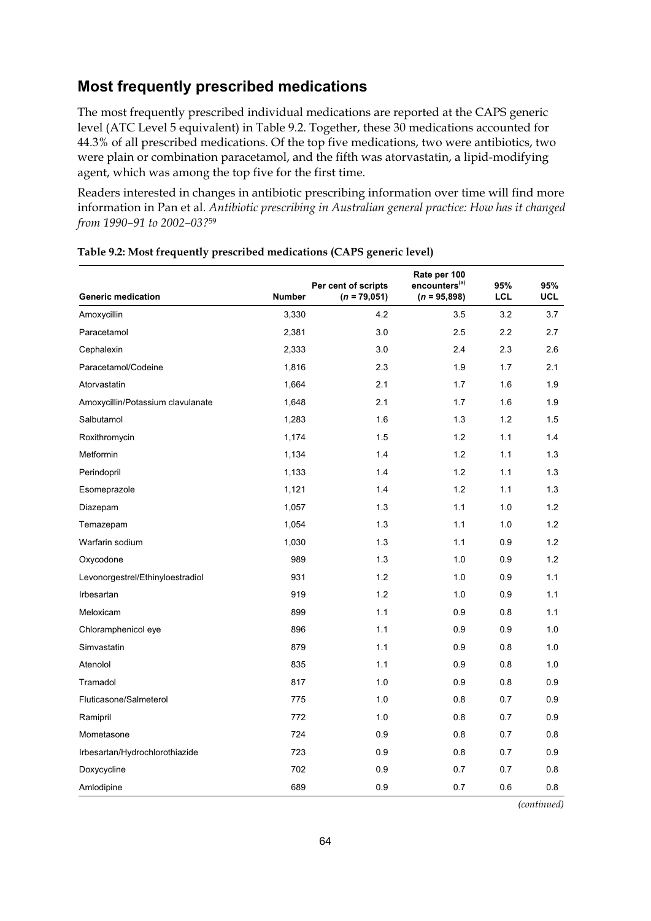## Most frequently prescribed medications

The most frequently prescribed individual medications are reported at the CAPS generic level (ATC Level 5 equivalent) in Table 9.2. Together, these 30 medications accounted for 44.3% of all prescribed medications. Of the top five medications, two were antibiotics, two were plain or combination paracetamol, and the fifth was atorvastatin, a lipid-modifying agent, which was among the top five for the first time.

Readers interested in changes in antibiotic prescribing information over time will find more information in Pan et al. *Antibiotic prescribing in Australian general practice: How has it changed from 1990–91 to 2002–03?*[59]

**Table 9.2: Most frequently prescribed medications (CAPS generic level)**

| Generic medication | Number | Per cent of scripts ($n$ = 79,051) | Rate per 100 encounters[(a)] ($n$ = 95,898) | 95% LCL | 95% UCL |
|---|---|---|---|---|---|
| Amoxycillin | 3,330 | 4.2 | 3.5 | 3.2 | 3.7 |
| Paracetamol | 2,381 | 3.0 | 2.5 | 2.2 | 2.7 |
| Cephalexin | 2,333 | 3.0 | 2.4 | 2.3 | 2.6 |
| Paracetamol/Codeine | 1,816 | 2.3 | 1.9 | 1.7 | 2.1 |
| Atorvastatin | 1,664 | 2.1 | 1.7 | 1.6 | 1.9 |
| Amoxycillin/Potassium clavulanate | 1,648 | 2.1 | 1.7 | 1.6 | 1.9 |
| Salbutamol | 1,283 | 1.6 | 1.3 | 1.2 | 1.5 |
| Roxithromycin | 1,174 | 1.5 | 1.2 | 1.1 | 1.4 |
| Metformin | 1,134 | 1.4 | 1.2 | 1.1 | 1.3 |
| Perindopril | 1,133 | 1.4 | 1.2 | 1.1 | 1.3 |
| Esomeprazole | 1,121 | 1.4 | 1.2 | 1.1 | 1.3 |
| Diazepam | 1,057 | 1.3 | 1.1 | 1.0 | 1.2 |
| Temazepam | 1,054 | 1.3 | 1.1 | 1.0 | 1.2 |
| Warfarin sodium | 1,030 | 1.3 | 1.1 | 0.9 | 1.2 |
| Oxycodone | 989 | 1.3 | 1.0 | 0.9 | 1.2 |
| Levonorgestrel/Ethinyloestradiol | 931 | 1.2 | 1.0 | 0.9 | 1.1 |
| Irbesartan | 919 | 1.2 | 1.0 | 0.9 | 1.1 |
| Meloxicam | 899 | 1.1 | 0.9 | 0.8 | 1.1 |
| Chloramphenicol eye | 896 | 1.1 | 0.9 | 0.9 | 1.0 |
| Simvastatin | 879 | 1.1 | 0.9 | 0.8 | 1.0 |
| Atenolol | 835 | 1.1 | 0.9 | 0.8 | 1.0 |
| Tramadol | 817 | 1.0 | 0.9 | 0.8 | 0.9 |
| Fluticasone/Salmeterol | 775 | 1.0 | 0.8 | 0.7 | 0.9 |
| Ramipril | 772 | 1.0 | 0.8 | 0.7 | 0.9 |
| Mometasone | 724 | 0.9 | 0.8 | 0.7 | 0.8 |
| Irbesartan/Hydrochlorothiazide | 723 | 0.9 | 0.8 | 0.7 | 0.9 |
| Doxycycline | 702 | 0.9 | 0.7 | 0.7 | 0.8 |
| Amlodipine | 689 | 0.9 | 0.7 | 0.6 | 0.8 |

*(continued)*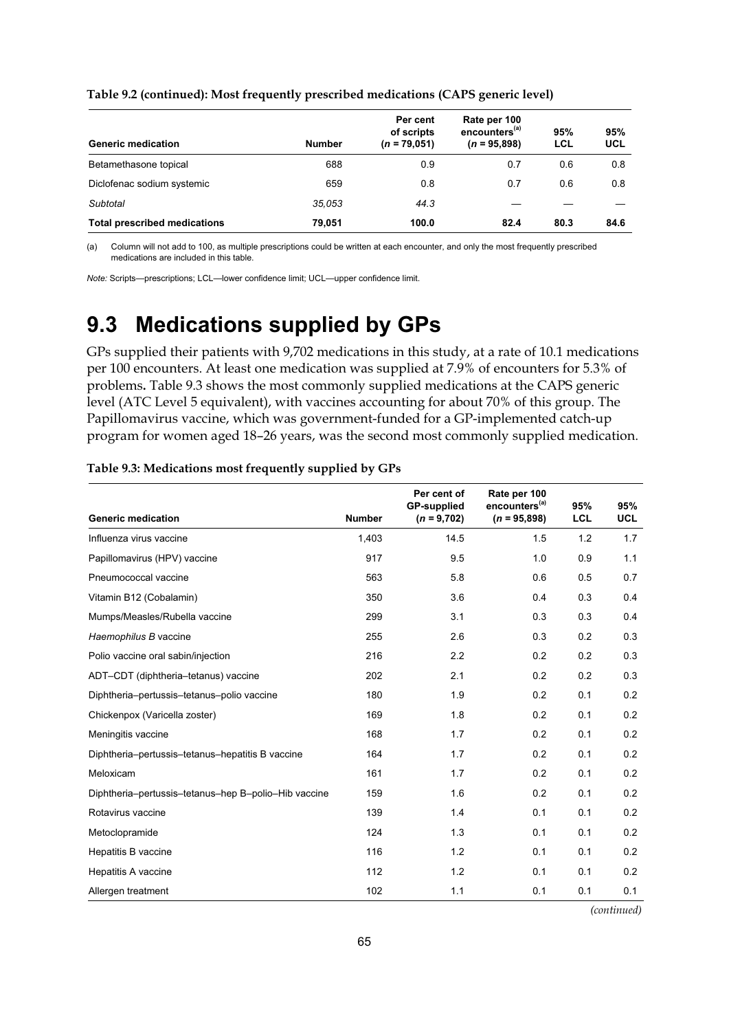**Table 9.2 (continued): Most frequently prescribed medications (CAPS generic level)**

| Generic medication | Number | Per cent of scripts (*n* = 79,051) | Rate per 100 encounters[(a)] (*n* = 95,898) | 95% LCL | 95% UCL |
|---|---|---|---|---|---|
| Betamethasone topical | 688 | 0.9 | 0.7 | 0.6 | 0.8 |
| Diclofenac sodium systemic | 659 | 0.8 | 0.7 | 0.6 | 0.8 |
| *Subtotal* | *35,053* | *44.3* | — | — | — |
| **Total prescribed medications** | **79,051** | **100.0** | **82.4** | **80.3** | **84.6** |

(a) Column will not add to 100, as multiple prescriptions could be written at each encounter, and only the most frequently prescribed medications are included in this table.

*Note:* Scripts—prescriptions; LCL—lower confidence limit; UCL—upper confidence limit.

# 9.3 Medications supplied by GPs

GPs supplied their patients with 9,702 medications in this study, at a rate of 10.1 medications per 100 encounters. At least one medication was supplied at 7.9% of encounters for 5.3% of problems**.** Table 9.3 shows the most commonly supplied medications at the CAPS generic level (ATC Level 5 equivalent), with vaccines accounting for about 70% of this group. The Papillomavirus vaccine, which was government-funded for a GP-implemented catch-up program for women aged 18–26 years, was the second most commonly supplied medication.

**Table 9.3: Medications most frequently supplied by GPs**

| Generic medication | Number | Per cent of GP-supplied (*n* = 9,702) | Rate per 100 encounters[(a)] (*n* = 95,898) | 95% LCL | 95% UCL |
|---|---|---|---|---|---|
| Influenza virus vaccine | 1,403 | 14.5 | 1.5 | 1.2 | 1.7 |
| Papillomavirus (HPV) vaccine | 917 | 9.5 | 1.0 | 0.9 | 1.1 |
| Pneumococcal vaccine | 563 | 5.8 | 0.6 | 0.5 | 0.7 |
| Vitamin B12 (Cobalamin) | 350 | 3.6 | 0.4 | 0.3 | 0.4 |
| Mumps/Measles/Rubella vaccine | 299 | 3.1 | 0.3 | 0.3 | 0.4 |
| *Haemophilus B* vaccine | 255 | 2.6 | 0.3 | 0.2 | 0.3 |
| Polio vaccine oral sabin/injection | 216 | 2.2 | 0.2 | 0.2 | 0.3 |
| ADT–CDT (diphtheria–tetanus) vaccine | 202 | 2.1 | 0.2 | 0.2 | 0.3 |
| Diphtheria–pertussis–tetanus–polio vaccine | 180 | 1.9 | 0.2 | 0.1 | 0.2 |
| Chickenpox (Varicella zoster) | 169 | 1.8 | 0.2 | 0.1 | 0.2 |
| Meningitis vaccine | 168 | 1.7 | 0.2 | 0.1 | 0.2 |
| Diphtheria–pertussis–tetanus–hepatitis B vaccine | 164 | 1.7 | 0.2 | 0.1 | 0.2 |
| Meloxicam | 161 | 1.7 | 0.2 | 0.1 | 0.2 |
| Diphtheria–pertussis–tetanus–hep B–polio–Hib vaccine | 159 | 1.6 | 0.2 | 0.1 | 0.2 |
| Rotavirus vaccine | 139 | 1.4 | 0.1 | 0.1 | 0.2 |
| Metoclopramide | 124 | 1.3 | 0.1 | 0.1 | 0.2 |
| Hepatitis B vaccine | 116 | 1.2 | 0.1 | 0.1 | 0.2 |
| Hepatitis A vaccine | 112 | 1.2 | 0.1 | 0.1 | 0.2 |
| Allergen treatment | 102 | 1.1 | 0.1 | 0.1 | 0.1 |

*(continued)*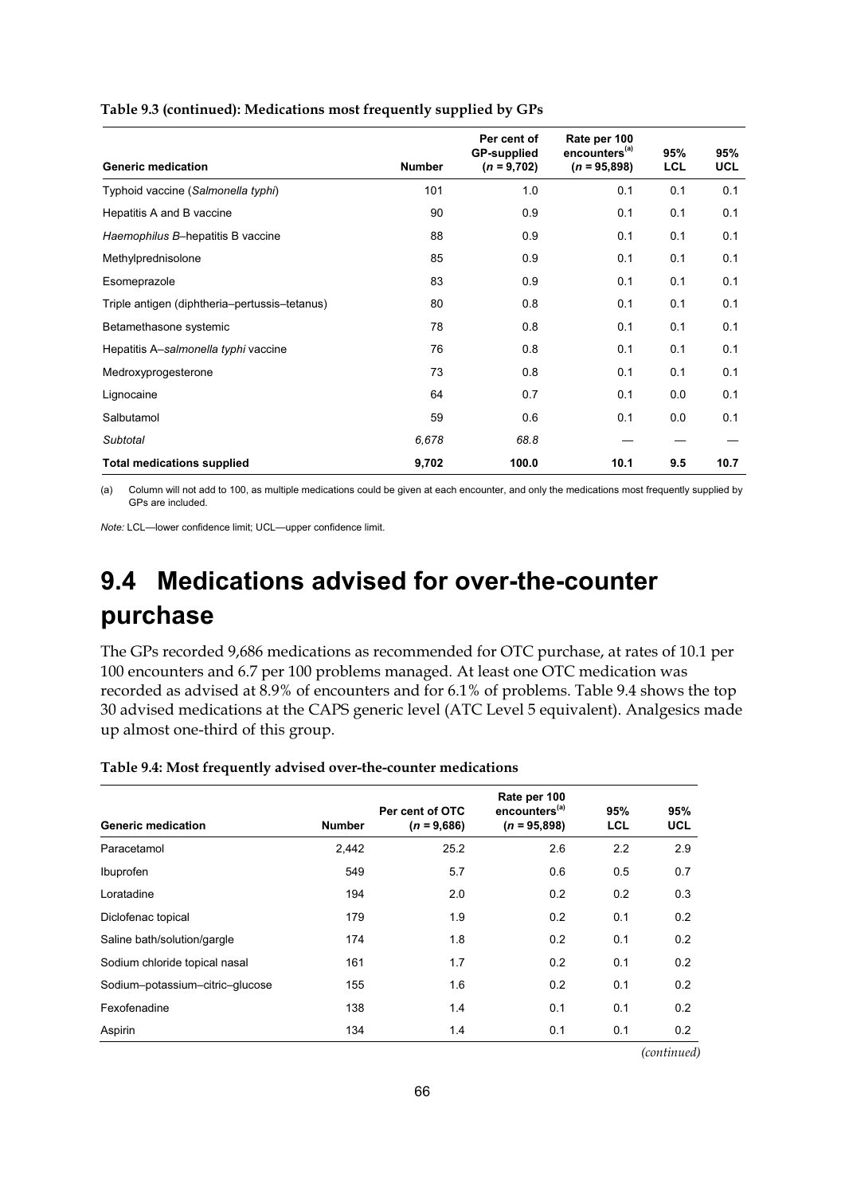**Table 9.3 (continued): Medications most frequently supplied by GPs**

| Generic medication | Number | Per cent of GP-supplied ($n$ = 9,702) | Rate per 100 encounters[(a)] ($n$ = 95,898) | 95% LCL | 95% UCL |
|---|---|---|---|---|---|
| Typhoid vaccine (*Salmonella typhi*) | 101 | 1.0 | 0.1 | 0.1 | 0.1 |
| Hepatitis A and B vaccine | 90 | 0.9 | 0.1 | 0.1 | 0.1 |
| *Haemophilus B*–hepatitis B vaccine | 88 | 0.9 | 0.1 | 0.1 | 0.1 |
| Methylprednisolone | 85 | 0.9 | 0.1 | 0.1 | 0.1 |
| Esomeprazole | 83 | 0.9 | 0.1 | 0.1 | 0.1 |
| Triple antigen (diphtheria–pertussis–tetanus) | 80 | 0.8 | 0.1 | 0.1 | 0.1 |
| Betamethasone systemic | 78 | 0.8 | 0.1 | 0.1 | 0.1 |
| Hepatitis A–*salmonella typhi* vaccine | 76 | 0.8 | 0.1 | 0.1 | 0.1 |
| Medroxyprogesterone | 73 | 0.8 | 0.1 | 0.1 | 0.1 |
| Lignocaine | 64 | 0.7 | 0.1 | 0.0 | 0.1 |
| Salbutamol | 59 | 0.6 | 0.1 | 0.0 | 0.1 |
| *Subtotal* | *6,678* | *68.8* | — | — | — |
| **Total medications supplied** | **9,702** | **100.0** | **10.1** | **9.5** | **10.7** |

(a) Column will not add to 100, as multiple medications could be given at each encounter, and only the medications most frequently supplied by GPs are included.

*Note:* LCL—lower confidence limit; UCL—upper confidence limit.

# 9.4 Medications advised for over-the-counter purchase

The GPs recorded 9,686 medications as recommended for OTC purchase, at rates of 10.1 per 100 encounters and 6.7 per 100 problems managed. At least one OTC medication was recorded as advised at 8.9% of encounters and for 6.1% of problems. Table 9.4 shows the top 30 advised medications at the CAPS generic level (ATC Level 5 equivalent). Analgesics made up almost one-third of this group.

**Table 9.4: Most frequently advised over-the-counter medications**

| Generic medication | Number | Per cent of OTC ($n$ = 9,686) | Rate per 100 encounters[(a)] ($n$ = 95,898) | 95% LCL | 95% UCL |
|---|---|---|---|---|---|
| Paracetamol | 2,442 | 25.2 | 2.6 | 2.2 | 2.9 |
| Ibuprofen | 549 | 5.7 | 0.6 | 0.5 | 0.7 |
| Loratadine | 194 | 2.0 | 0.2 | 0.2 | 0.3 |
| Diclofenac topical | 179 | 1.9 | 0.2 | 0.1 | 0.2 |
| Saline bath/solution/gargle | 174 | 1.8 | 0.2 | 0.1 | 0.2 |
| Sodium chloride topical nasal | 161 | 1.7 | 0.2 | 0.1 | 0.2 |
| Sodium–potassium–citric–glucose | 155 | 1.6 | 0.2 | 0.1 | 0.2 |
| Fexofenadine | 138 | 1.4 | 0.1 | 0.1 | 0.2 |
| Aspirin | 134 | 1.4 | 0.1 | 0.1 | 0.2 |

*(continued)*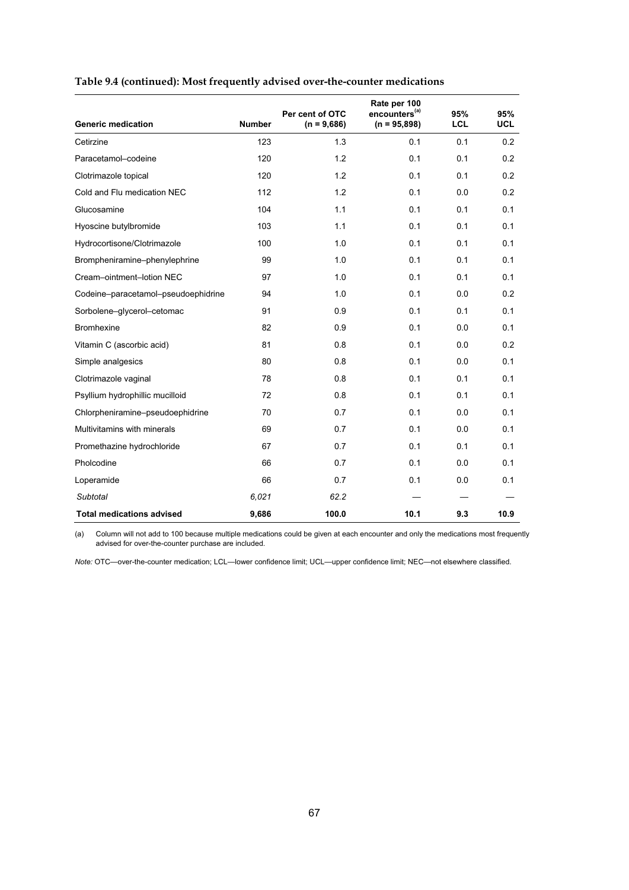**Table 9.4 (continued): Most frequently advised over-the-counter medications**

| Generic medication | Number | Per cent of OTC (n = 9,686) | Rate per 100 encounters[(a)] (n = 95,898) | 95% LCL | 95% UCL |
|---|---|---|---|---|---|
| Cetirzine | 123 | 1.3 | 0.1 | 0.1 | 0.2 |
| Paracetamol–codeine | 120 | 1.2 | 0.1 | 0.1 | 0.2 |
| Clotrimazole topical | 120 | 1.2 | 0.1 | 0.1 | 0.2 |
| Cold and Flu medication NEC | 112 | 1.2 | 0.1 | 0.0 | 0.2 |
| Glucosamine | 104 | 1.1 | 0.1 | 0.1 | 0.1 |
| Hyoscine butylbromide | 103 | 1.1 | 0.1 | 0.1 | 0.1 |
| Hydrocortisone/Clotrimazole | 100 | 1.0 | 0.1 | 0.1 | 0.1 |
| Brompheniramine–phenylephrine | 99 | 1.0 | 0.1 | 0.1 | 0.1 |
| Cream–ointment–lotion NEC | 97 | 1.0 | 0.1 | 0.1 | 0.1 |
| Codeine–paracetamol–pseudoephidrine | 94 | 1.0 | 0.1 | 0.0 | 0.2 |
| Sorbolene–glycerol–cetomac | 91 | 0.9 | 0.1 | 0.1 | 0.1 |
| Bromhexine | 82 | 0.9 | 0.1 | 0.0 | 0.1 |
| Vitamin C (ascorbic acid) | 81 | 0.8 | 0.1 | 0.0 | 0.2 |
| Simple analgesics | 80 | 0.8 | 0.1 | 0.0 | 0.1 |
| Clotrimazole vaginal | 78 | 0.8 | 0.1 | 0.1 | 0.1 |
| Psyllium hydrophillic mucilloid | 72 | 0.8 | 0.1 | 0.1 | 0.1 |
| Chlorpheniramine–pseudoephidrine | 70 | 0.7 | 0.1 | 0.0 | 0.1 |
| Multivitamins with minerals | 69 | 0.7 | 0.1 | 0.0 | 0.1 |
| Promethazine hydrochloride | 67 | 0.7 | 0.1 | 0.1 | 0.1 |
| Pholcodine | 66 | 0.7 | 0.1 | 0.0 | 0.1 |
| Loperamide | 66 | 0.7 | 0.1 | 0.0 | 0.1 |
| *Subtotal* | *6,021* | *62.2* | — | — | — |
| **Total medications advised** | **9,686** | **100.0** | **10.1** | **9.3** | **10.9** |

(a) Column will not add to 100 because multiple medications could be given at each encounter and only the medications most frequently advised for over-the-counter purchase are included.

*Note:* OTC—over-the-counter medication; LCL—lower confidence limit; UCL—upper confidence limit; NEC—not elsewhere classified.